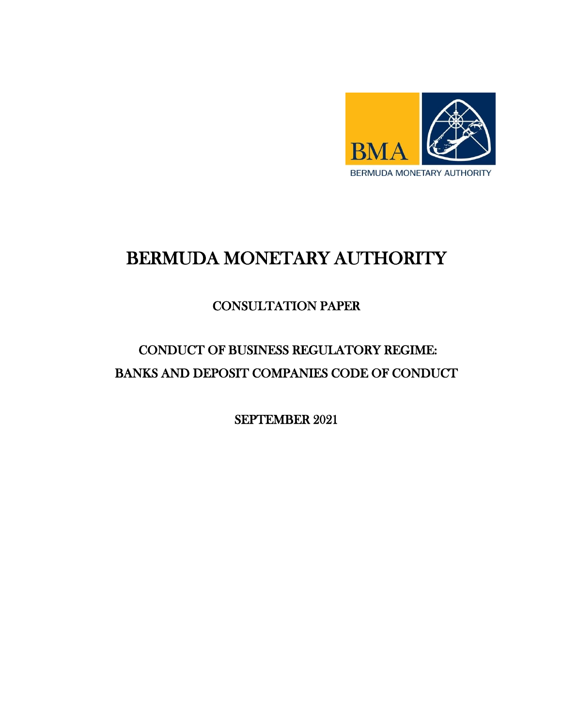BMA

BERMUDA MONETARY AUTHORITY

# BERMUDA MONETARY AUTHORITY

## CONSULTATION PAPER

## CONDUCT OF BUSINESS REGULATORY REGIME: BANKS AND DEPOSIT COMPANIES CODE OF CONDUCT

SEPTEMBER 2021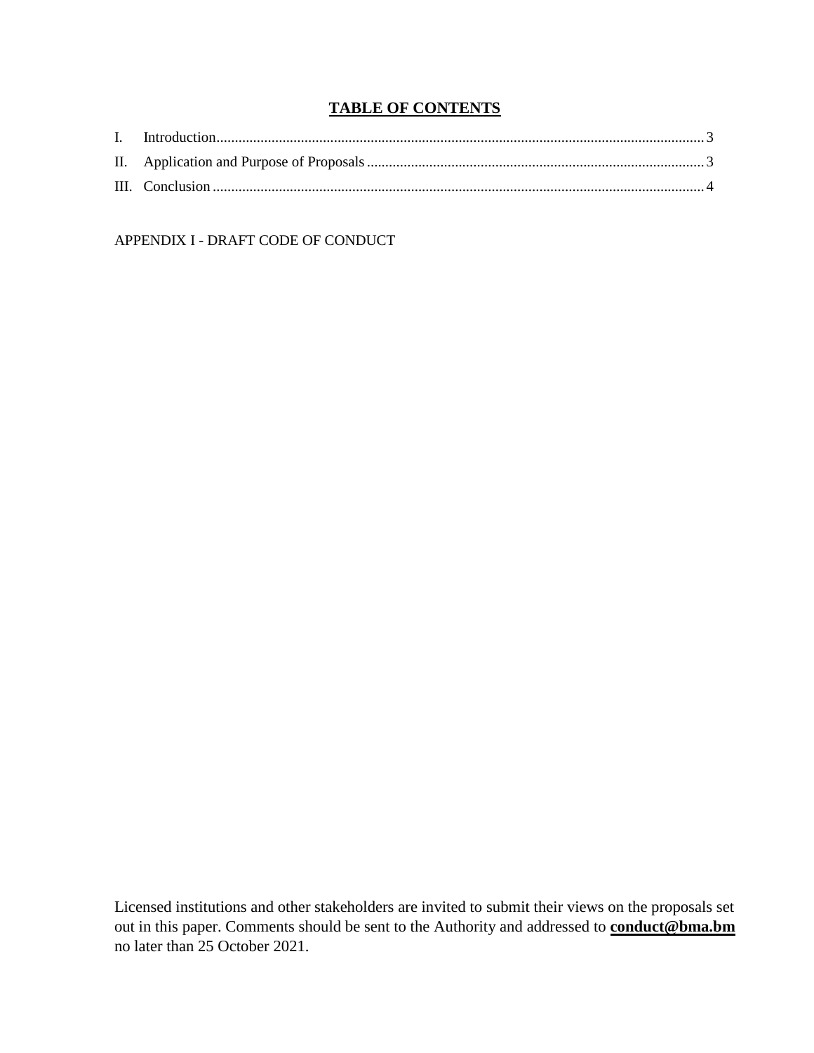## TABLE OF CONTENTS

I. Introduction ........................................................................................................ 3

II. Application and Purpose of Proposals ................................................................ 3

III. Conclusion ........................................................................................................ 4

APPENDIX I - DRAFT CODE OF CONDUCT

Licensed institutions and other stakeholders are invited to submit their views on the proposals set out in this paper. Comments should be sent to the Authority and addressed to **conduct@bma.bm** no later than 25 October 2021.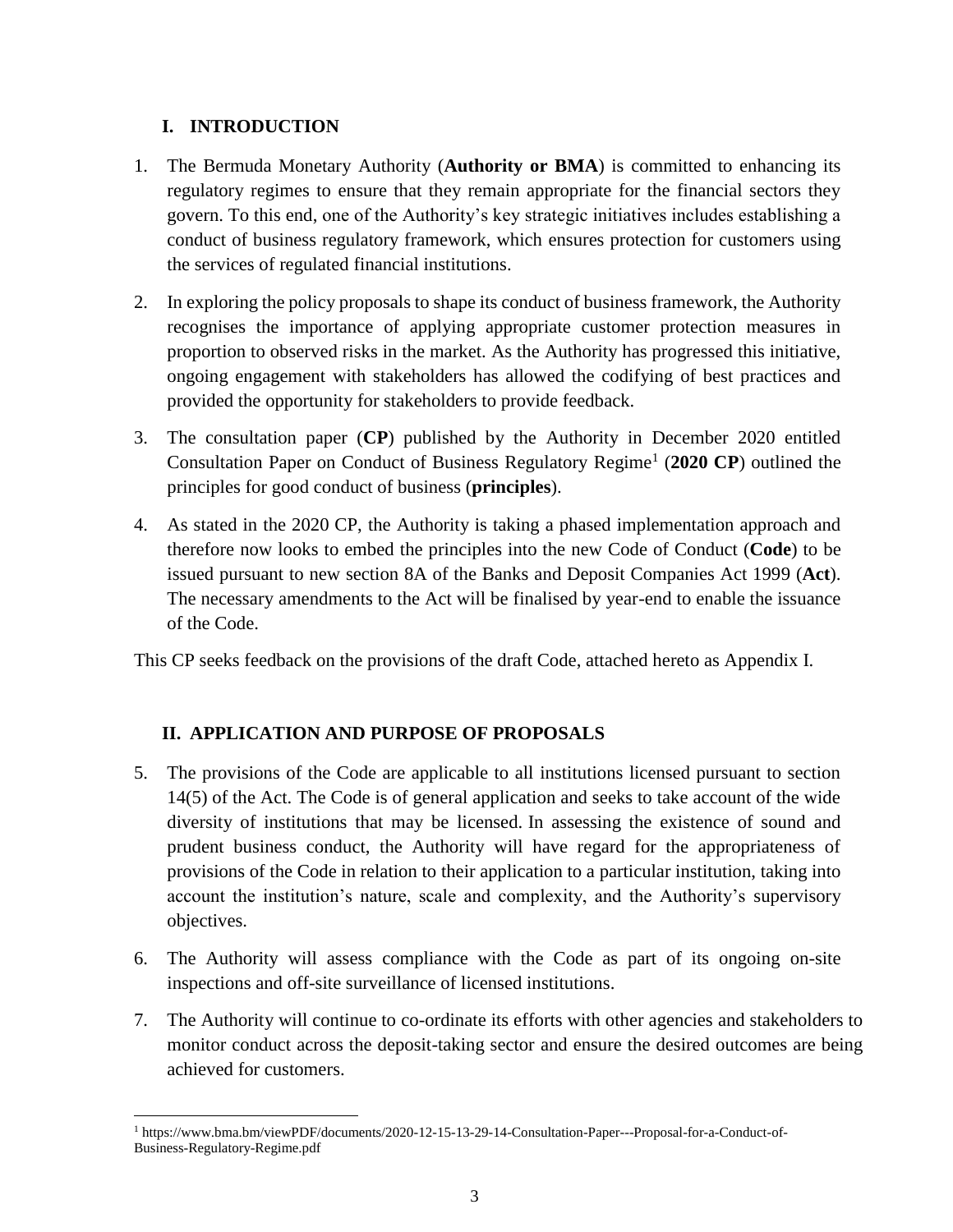## I. INTRODUCTION

1. The Bermuda Monetary Authority (**Authority or BMA**) is committed to enhancing its regulatory regimes to ensure that they remain appropriate for the financial sectors they govern. To this end, one of the Authority's key strategic initiatives includes establishing a conduct of business regulatory framework, which ensures protection for customers using the services of regulated financial institutions.

2. In exploring the policy proposals to shape its conduct of business framework, the Authority recognises the importance of applying appropriate customer protection measures in proportion to observed risks in the market. As the Authority has progressed this initiative, ongoing engagement with stakeholders has allowed the codifying of best practices and provided the opportunity for stakeholders to provide feedback.

3. The consultation paper (**CP**) published by the Authority in December 2020 entitled Consultation Paper on Conduct of Business Regulatory Regime[1] (**2020 CP**) outlined the principles for good conduct of business (**principles**).

4. As stated in the 2020 CP, the Authority is taking a phased implementation approach and therefore now looks to embed the principles into the new Code of Conduct (**Code**) to be issued pursuant to new section 8A of the Banks and Deposit Companies Act 1999 (**Act**). The necessary amendments to the Act will be finalised by year-end to enable the issuance of the Code.

This CP seeks feedback on the provisions of the draft Code, attached hereto as Appendix I.

## II. APPLICATION AND PURPOSE OF PROPOSALS

5. The provisions of the Code are applicable to all institutions licensed pursuant to section 14(5) of the Act. The Code is of general application and seeks to take account of the wide diversity of institutions that may be licensed. In assessing the existence of sound and prudent business conduct, the Authority will have regard for the appropriateness of provisions of the Code in relation to their application to a particular institution, taking into account the institution's nature, scale and complexity, and the Authority's supervisory objectives.

6. The Authority will assess compliance with the Code as part of its ongoing on-site inspections and off-site surveillance of licensed institutions.

7. The Authority will continue to co-ordinate its efforts with other agencies and stakeholders to monitor conduct across the deposit-taking sector and ensure the desired outcomes are being achieved for customers.

---

[1] https://www.bma.bm/viewPDF/documents/2020-12-15-13-29-14-Consultation-Paper---Proposal-for-a-Conduct-of-Business-Regulatory-Regime.pdf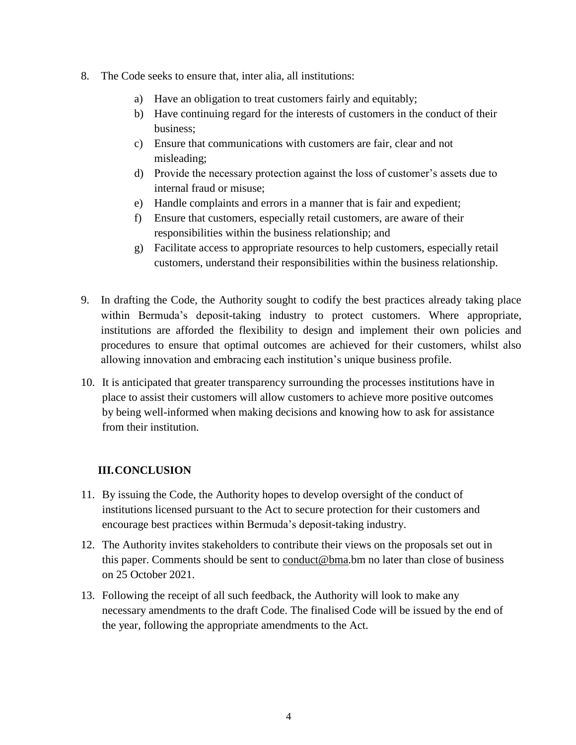8. The Code seeks to ensure that, inter alia, all institutions:

    a) Have an obligation to treat customers fairly and equitably;
    b) Have continuing regard for the interests of customers in the conduct of their business;
    c) Ensure that communications with customers are fair, clear and not misleading;
    d) Provide the necessary protection against the loss of customer's assets due to internal fraud or misuse;
    e) Handle complaints and errors in a manner that is fair and expedient;
    f) Ensure that customers, especially retail customers, are aware of their responsibilities within the business relationship; and
    g) Facilitate access to appropriate resources to help customers, especially retail customers, understand their responsibilities within the business relationship.

9. In drafting the Code, the Authority sought to codify the best practices already taking place within Bermuda's deposit-taking industry to protect customers. Where appropriate, institutions are afforded the flexibility to design and implement their own policies and procedures to ensure that optimal outcomes are achieved for their customers, whilst also allowing innovation and embracing each institution's unique business profile.

10. It is anticipated that greater transparency surrounding the processes institutions have in place to assist their customers will allow customers to achieve more positive outcomes by being well-informed when making decisions and knowing how to ask for assistance from their institution.

## III. CONCLUSION

11. By issuing the Code, the Authority hopes to develop oversight of the conduct of institutions licensed pursuant to the Act to secure protection for their customers and encourage best practices within Bermuda's deposit-taking industry.

12. The Authority invites stakeholders to contribute their views on the proposals set out in this paper. Comments should be sent to conduct@bma.bm no later than close of business on 25 October 2021.

13. Following the receipt of all such feedback, the Authority will look to make any necessary amendments to the draft Code. The finalised Code will be issued by the end of the year, following the appropriate amendments to the Act.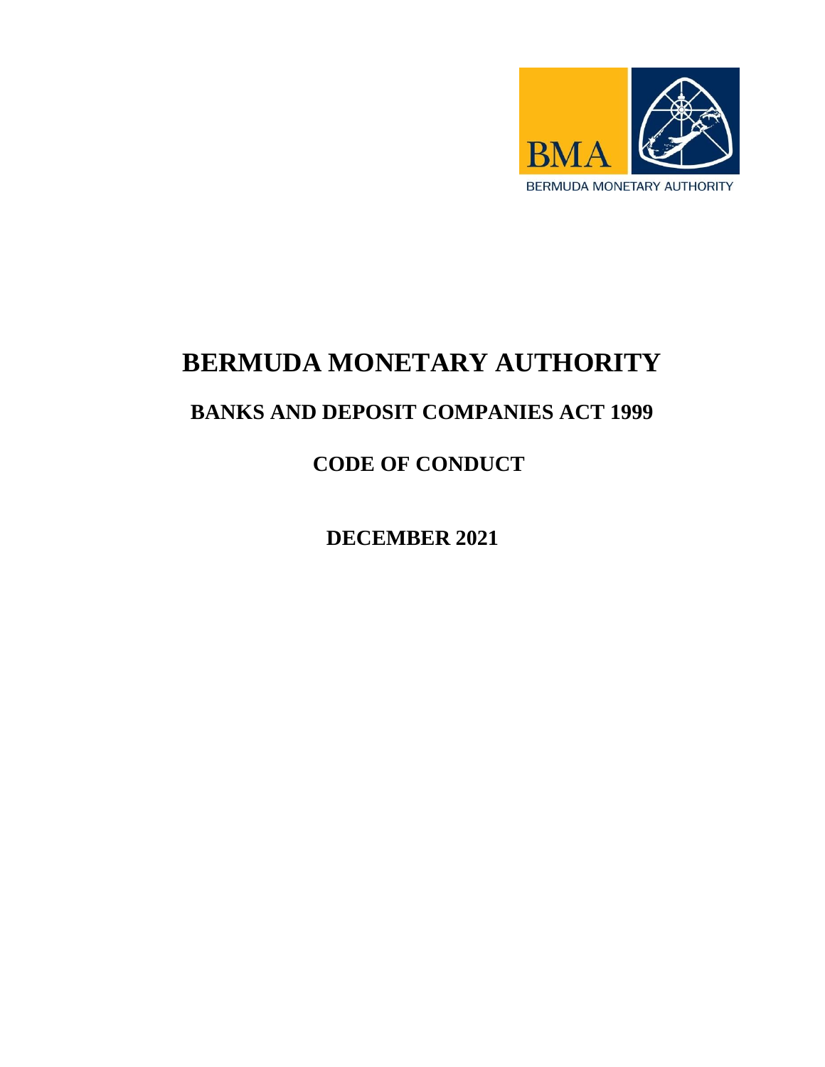# BERMUDA MONETARY AUTHORITY

## BANKS AND DEPOSIT COMPANIES ACT 1999

## CODE OF CONDUCT

## DECEMBER 2021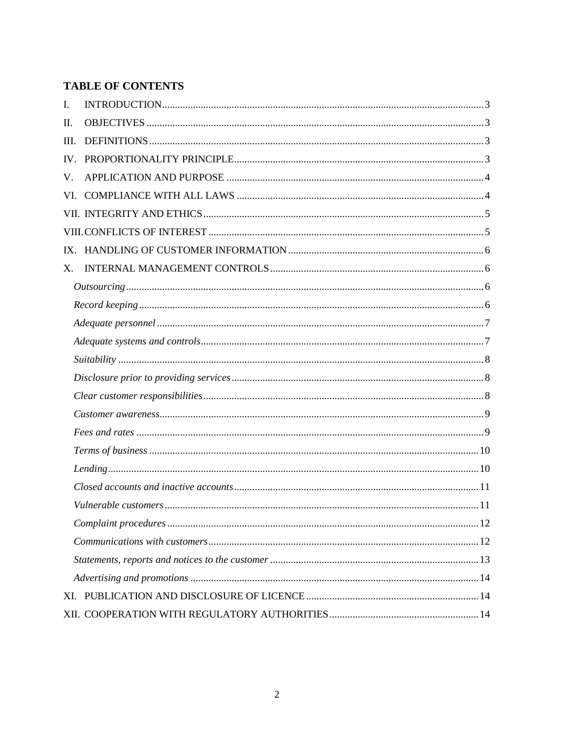**TABLE OF CONTENTS**

I. INTRODUCTION ... 3
II. OBJECTIVES ... 3
III. DEFINITIONS ... 3
IV. PROPORTIONALITY PRINCIPLE ... 3
V. APPLICATION AND PURPOSE ... 4
VI. COMPLIANCE WITH ALL LAWS ... 4
VII. INTEGRITY AND ETHICS ... 5
VIII. CONFLICTS OF INTEREST ... 5
IX. HANDLING OF CUSTOMER INFORMATION ... 6
X. INTERNAL MANAGEMENT CONTROLS ... 6

- *Outsourcing* ... 6
- *Record keeping* ... 6
- *Adequate personnel* ... 7
- *Adequate systems and controls* ... 7
- *Suitability* ... 8
- *Disclosure prior to providing services* ... 8
- *Clear customer responsibilities* ... 8
- *Customer awareness* ... 9
- *Fees and rates* ... 9
- *Terms of business* ... 10
- *Lending* ... 10
- *Closed accounts and inactive accounts* ... 11
- *Vulnerable customers* ... 11
- *Complaint procedures* ... 12
- *Communications with customers* ... 12
- *Statements, reports and notices to the customer* ... 13
- *Advertising and promotions* ... 14

XI. PUBLICATION AND DISCLOSURE OF LICENCE ... 14
XII. COOPERATION WITH REGULATORY AUTHORITIES ... 14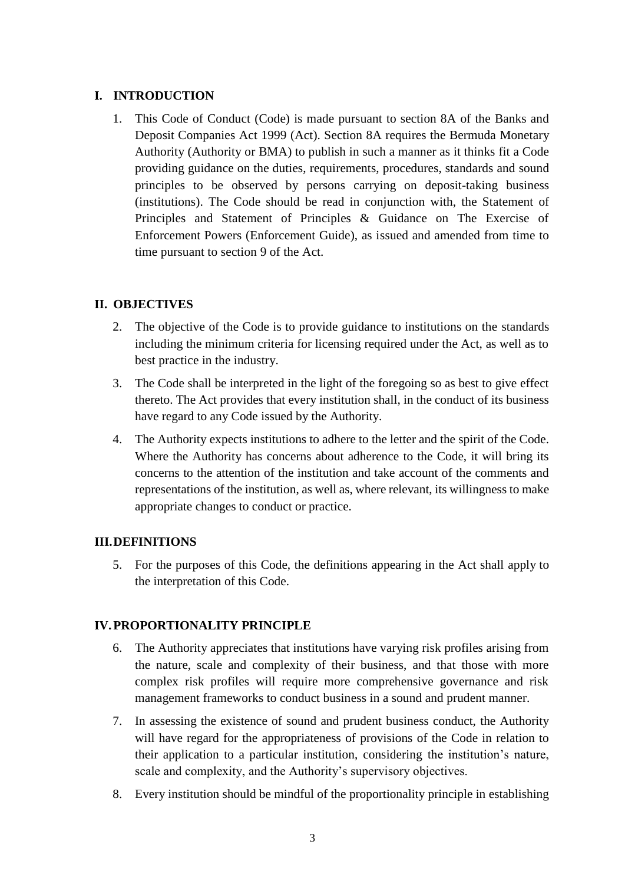## I. INTRODUCTION

1. This Code of Conduct (Code) is made pursuant to section 8A of the Banks and Deposit Companies Act 1999 (Act). Section 8A requires the Bermuda Monetary Authority (Authority or BMA) to publish in such a manner as it thinks fit a Code providing guidance on the duties, requirements, procedures, standards and sound principles to be observed by persons carrying on deposit-taking business (institutions). The Code should be read in conjunction with, the Statement of Principles and Statement of Principles & Guidance on The Exercise of Enforcement Powers (Enforcement Guide), as issued and amended from time to time pursuant to section 9 of the Act.

## II. OBJECTIVES

2. The objective of the Code is to provide guidance to institutions on the standards including the minimum criteria for licensing required under the Act, as well as to best practice in the industry.

3. The Code shall be interpreted in the light of the foregoing so as best to give effect thereto. The Act provides that every institution shall, in the conduct of its business have regard to any Code issued by the Authority.

4. The Authority expects institutions to adhere to the letter and the spirit of the Code. Where the Authority has concerns about adherence to the Code, it will bring its concerns to the attention of the institution and take account of the comments and representations of the institution, as well as, where relevant, its willingness to make appropriate changes to conduct or practice.

## III. DEFINITIONS

5. For the purposes of this Code, the definitions appearing in the Act shall apply to the interpretation of this Code.

## IV. PROPORTIONALITY PRINCIPLE

6. The Authority appreciates that institutions have varying risk profiles arising from the nature, scale and complexity of their business, and that those with more complex risk profiles will require more comprehensive governance and risk management frameworks to conduct business in a sound and prudent manner.

7. In assessing the existence of sound and prudent business conduct, the Authority will have regard for the appropriateness of provisions of the Code in relation to their application to a particular institution, considering the institution's nature, scale and complexity, and the Authority's supervisory objectives.

8. Every institution should be mindful of the proportionality principle in establishing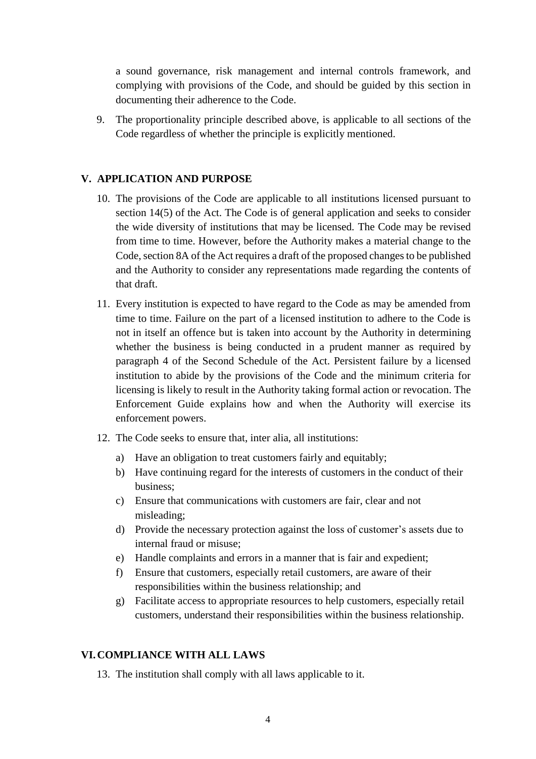a sound governance, risk management and internal controls framework, and complying with provisions of the Code, and should be guided by this section in documenting their adherence to the Code.

9. The proportionality principle described above, is applicable to all sections of the Code regardless of whether the principle is explicitly mentioned.

## V. APPLICATION AND PURPOSE

10. The provisions of the Code are applicable to all institutions licensed pursuant to section 14(5) of the Act. The Code is of general application and seeks to consider the wide diversity of institutions that may be licensed. The Code may be revised from time to time. However, before the Authority makes a material change to the Code, section 8A of the Act requires a draft of the proposed changes to be published and the Authority to consider any representations made regarding the contents of that draft.

11. Every institution is expected to have regard to the Code as may be amended from time to time. Failure on the part of a licensed institution to adhere to the Code is not in itself an offence but is taken into account by the Authority in determining whether the business is being conducted in a prudent manner as required by paragraph 4 of the Second Schedule of the Act. Persistent failure by a licensed institution to abide by the provisions of the Code and the minimum criteria for licensing is likely to result in the Authority taking formal action or revocation. The Enforcement Guide explains how and when the Authority will exercise its enforcement powers.

12. The Code seeks to ensure that, inter alia, all institutions:
    a) Have an obligation to treat customers fairly and equitably;
    b) Have continuing regard for the interests of customers in the conduct of their business;
    c) Ensure that communications with customers are fair, clear and not misleading;
    d) Provide the necessary protection against the loss of customer's assets due to internal fraud or misuse;
    e) Handle complaints and errors in a manner that is fair and expedient;
    f) Ensure that customers, especially retail customers, are aware of their responsibilities within the business relationship; and
    g) Facilitate access to appropriate resources to help customers, especially retail customers, understand their responsibilities within the business relationship.

## VI. COMPLIANCE WITH ALL LAWS

13. The institution shall comply with all laws applicable to it.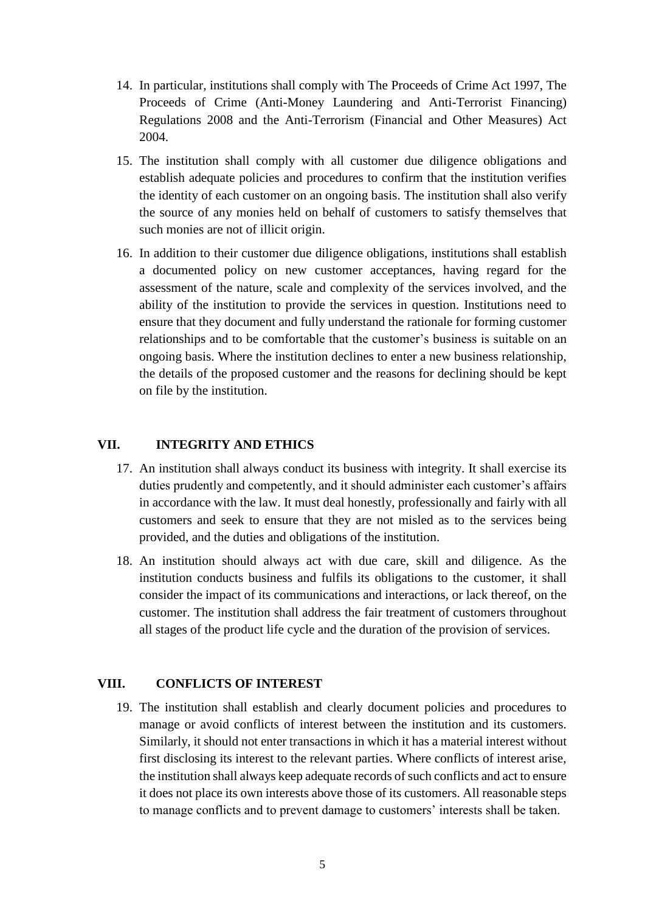14. In particular, institutions shall comply with The Proceeds of Crime Act 1997, The Proceeds of Crime (Anti-Money Laundering and Anti-Terrorist Financing) Regulations 2008 and the Anti-Terrorism (Financial and Other Measures) Act 2004.

15. The institution shall comply with all customer due diligence obligations and establish adequate policies and procedures to confirm that the institution verifies the identity of each customer on an ongoing basis. The institution shall also verify the source of any monies held on behalf of customers to satisfy themselves that such monies are not of illicit origin.

16. In addition to their customer due diligence obligations, institutions shall establish a documented policy on new customer acceptances, having regard for the assessment of the nature, scale and complexity of the services involved, and the ability of the institution to provide the services in question. Institutions need to ensure that they document and fully understand the rationale for forming customer relationships and to be comfortable that the customer's business is suitable on an ongoing basis. Where the institution declines to enter a new business relationship, the details of the proposed customer and the reasons for declining should be kept on file by the institution.

## VII. INTEGRITY AND ETHICS

17. An institution shall always conduct its business with integrity. It shall exercise its duties prudently and competently, and it should administer each customer's affairs in accordance with the law. It must deal honestly, professionally and fairly with all customers and seek to ensure that they are not misled as to the services being provided, and the duties and obligations of the institution.

18. An institution should always act with due care, skill and diligence. As the institution conducts business and fulfils its obligations to the customer, it shall consider the impact of its communications and interactions, or lack thereof, on the customer. The institution shall address the fair treatment of customers throughout all stages of the product life cycle and the duration of the provision of services.

## VIII. CONFLICTS OF INTEREST

19. The institution shall establish and clearly document policies and procedures to manage or avoid conflicts of interest between the institution and its customers. Similarly, it should not enter transactions in which it has a material interest without first disclosing its interest to the relevant parties. Where conflicts of interest arise, the institution shall always keep adequate records of such conflicts and act to ensure it does not place its own interests above those of its customers. All reasonable steps to manage conflicts and to prevent damage to customers' interests shall be taken.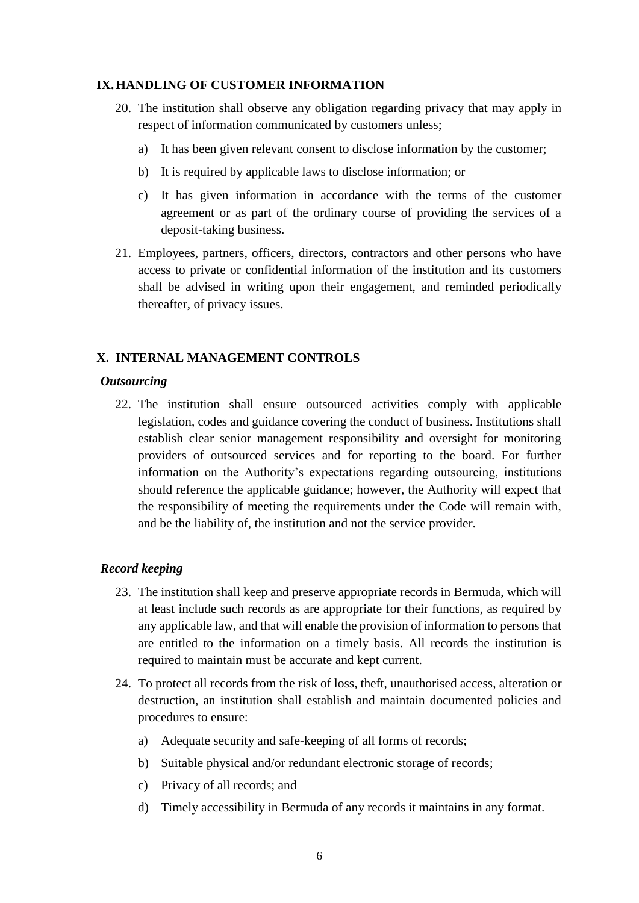## IX. HANDLING OF CUSTOMER INFORMATION

20. The institution shall observe any obligation regarding privacy that may apply in respect of information communicated by customers unless;

    a) It has been given relevant consent to disclose information by the customer;

    b) It is required by applicable laws to disclose information; or

    c) It has given information in accordance with the terms of the customer agreement or as part of the ordinary course of providing the services of a deposit-taking business.

21. Employees, partners, officers, directors, contractors and other persons who have access to private or confidential information of the institution and its customers shall be advised in writing upon their engagement, and reminded periodically thereafter, of privacy issues.

## X. INTERNAL MANAGEMENT CONTROLS

### *Outsourcing*

22. The institution shall ensure outsourced activities comply with applicable legislation, codes and guidance covering the conduct of business. Institutions shall establish clear senior management responsibility and oversight for monitoring providers of outsourced services and for reporting to the board. For further information on the Authority's expectations regarding outsourcing, institutions should reference the applicable guidance; however, the Authority will expect that the responsibility of meeting the requirements under the Code will remain with, and be the liability of, the institution and not the service provider.

### *Record keeping*

23. The institution shall keep and preserve appropriate records in Bermuda, which will at least include such records as are appropriate for their functions, as required by any applicable law, and that will enable the provision of information to persons that are entitled to the information on a timely basis. All records the institution is required to maintain must be accurate and kept current.

24. To protect all records from the risk of loss, theft, unauthorised access, alteration or destruction, an institution shall establish and maintain documented policies and procedures to ensure:

    a) Adequate security and safe-keeping of all forms of records;

    b) Suitable physical and/or redundant electronic storage of records;

    c) Privacy of all records; and

    d) Timely accessibility in Bermuda of any records it maintains in any format.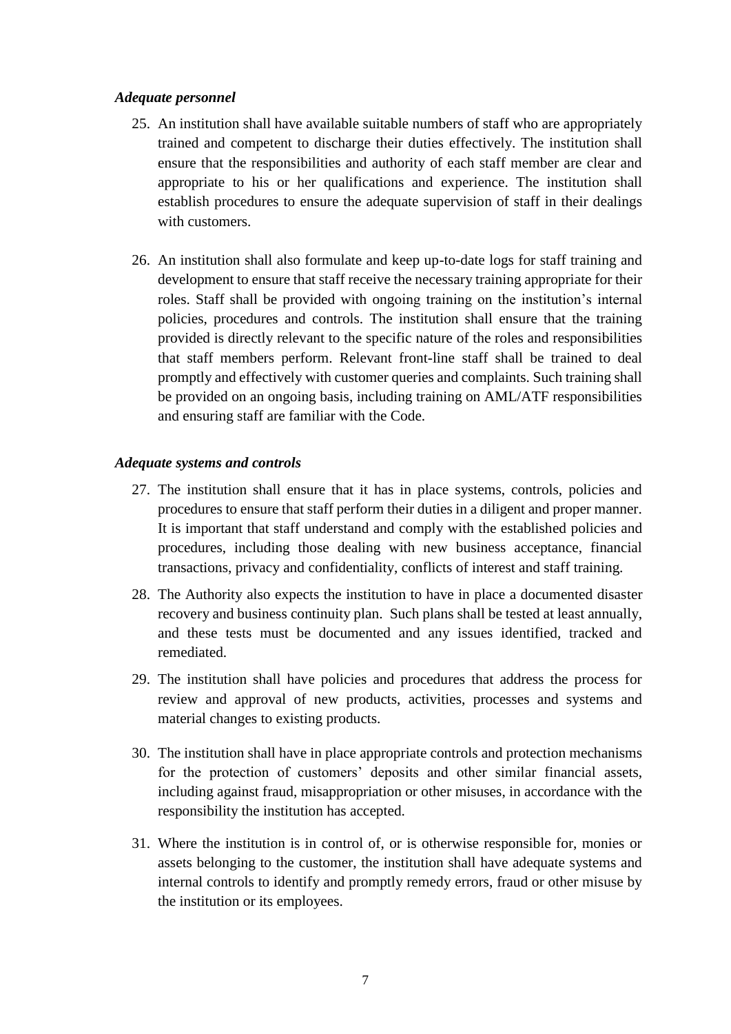*Adequate personnel*

25. An institution shall have available suitable numbers of staff who are appropriately trained and competent to discharge their duties effectively. The institution shall ensure that the responsibilities and authority of each staff member are clear and appropriate to his or her qualifications and experience. The institution shall establish procedures to ensure the adequate supervision of staff in their dealings with customers.

26. An institution shall also formulate and keep up-to-date logs for staff training and development to ensure that staff receive the necessary training appropriate for their roles. Staff shall be provided with ongoing training on the institution's internal policies, procedures and controls. The institution shall ensure that the training provided is directly relevant to the specific nature of the roles and responsibilities that staff members perform. Relevant front-line staff shall be trained to deal promptly and effectively with customer queries and complaints. Such training shall be provided on an ongoing basis, including training on AML/ATF responsibilities and ensuring staff are familiar with the Code.

*Adequate systems and controls*

27. The institution shall ensure that it has in place systems, controls, policies and procedures to ensure that staff perform their duties in a diligent and proper manner. It is important that staff understand and comply with the established policies and procedures, including those dealing with new business acceptance, financial transactions, privacy and confidentiality, conflicts of interest and staff training.

28. The Authority also expects the institution to have in place a documented disaster recovery and business continuity plan. Such plans shall be tested at least annually, and these tests must be documented and any issues identified, tracked and remediated.

29. The institution shall have policies and procedures that address the process for review and approval of new products, activities, processes and systems and material changes to existing products.

30. The institution shall have in place appropriate controls and protection mechanisms for the protection of customers' deposits and other similar financial assets, including against fraud, misappropriation or other misuses, in accordance with the responsibility the institution has accepted.

31. Where the institution is in control of, or is otherwise responsible for, monies or assets belonging to the customer, the institution shall have adequate systems and internal controls to identify and promptly remedy errors, fraud or other misuse by the institution or its employees.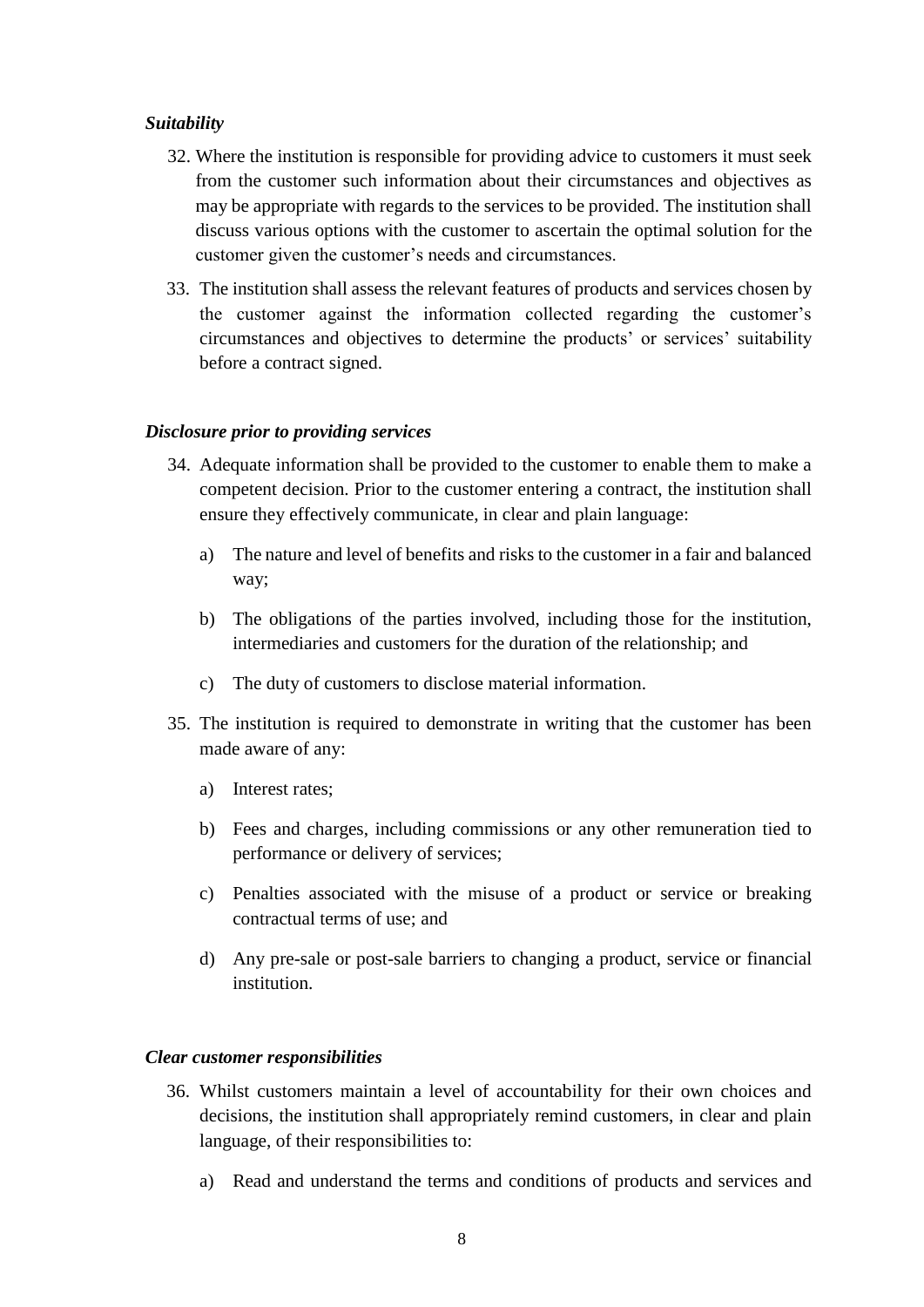*Suitability*

32. Where the institution is responsible for providing advice to customers it must seek from the customer such information about their circumstances and objectives as may be appropriate with regards to the services to be provided. The institution shall discuss various options with the customer to ascertain the optimal solution for the customer given the customer's needs and circumstances.

33. The institution shall assess the relevant features of products and services chosen by the customer against the information collected regarding the customer's circumstances and objectives to determine the products' or services' suitability before a contract signed.

*Disclosure prior to providing services*

34. Adequate information shall be provided to the customer to enable them to make a competent decision. Prior to the customer entering a contract, the institution shall ensure they effectively communicate, in clear and plain language:

    a) The nature and level of benefits and risks to the customer in a fair and balanced way;

    b) The obligations of the parties involved, including those for the institution, intermediaries and customers for the duration of the relationship; and

    c) The duty of customers to disclose material information.

35. The institution is required to demonstrate in writing that the customer has been made aware of any:

    a) Interest rates;

    b) Fees and charges, including commissions or any other remuneration tied to performance or delivery of services;

    c) Penalties associated with the misuse of a product or service or breaking contractual terms of use; and

    d) Any pre-sale or post-sale barriers to changing a product, service or financial institution.

*Clear customer responsibilities*

36. Whilst customers maintain a level of accountability for their own choices and decisions, the institution shall appropriately remind customers, in clear and plain language, of their responsibilities to:

    a) Read and understand the terms and conditions of products and services and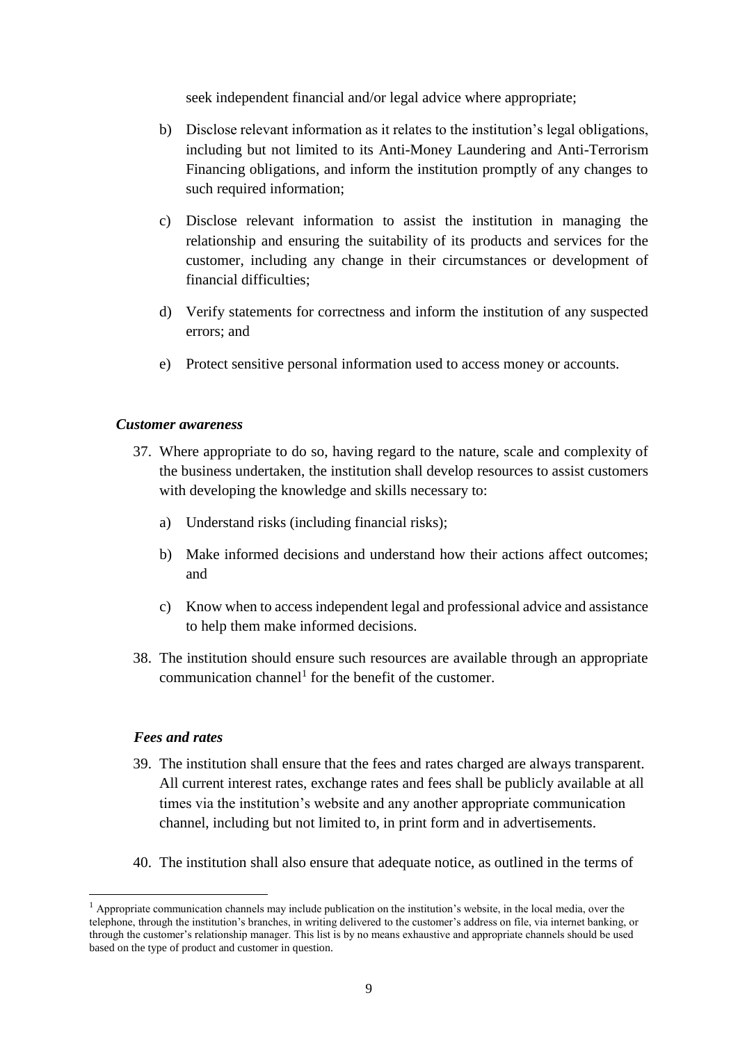seek independent financial and/or legal advice where appropriate;

b) Disclose relevant information as it relates to the institution's legal obligations, including but not limited to its Anti-Money Laundering and Anti-Terrorism Financing obligations, and inform the institution promptly of any changes to such required information;

c) Disclose relevant information to assist the institution in managing the relationship and ensuring the suitability of its products and services for the customer, including any change in their circumstances or development of financial difficulties;

d) Verify statements for correctness and inform the institution of any suspected errors; and

e) Protect sensitive personal information used to access money or accounts.

### *Customer awareness*

37. Where appropriate to do so, having regard to the nature, scale and complexity of the business undertaken, the institution shall develop resources to assist customers with developing the knowledge and skills necessary to:

    a) Understand risks (including financial risks);

    b) Make informed decisions and understand how their actions affect outcomes; and

    c) Know when to access independent legal and professional advice and assistance to help them make informed decisions.

38. The institution should ensure such resources are available through an appropriate communication channel[1] for the benefit of the customer.

### *Fees and rates*

39. The institution shall ensure that the fees and rates charged are always transparent. All current interest rates, exchange rates and fees shall be publicly available at all times via the institution's website and any another appropriate communication channel, including but not limited to, in print form and in advertisements.

40. The institution shall also ensure that adequate notice, as outlined in the terms of

---

[1] Appropriate communication channels may include publication on the institution's website, in the local media, over the telephone, through the institution's branches, in writing delivered to the customer's address on file, via internet banking, or through the customer's relationship manager. This list is by no means exhaustive and appropriate channels should be used based on the type of product and customer in question.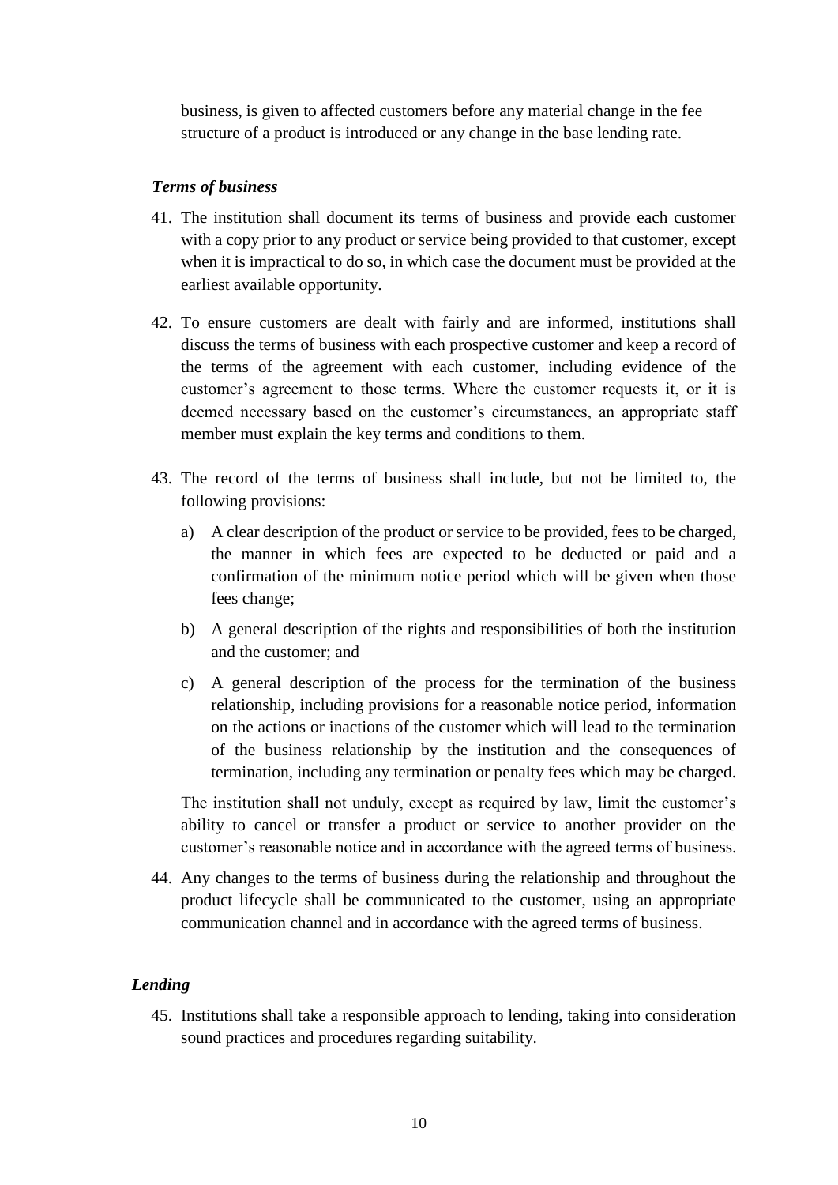business, is given to affected customers before any material change in the fee structure of a product is introduced or any change in the base lending rate.

### *Terms of business*

41. The institution shall document its terms of business and provide each customer with a copy prior to any product or service being provided to that customer, except when it is impractical to do so, in which case the document must be provided at the earliest available opportunity.

42. To ensure customers are dealt with fairly and are informed, institutions shall discuss the terms of business with each prospective customer and keep a record of the terms of the agreement with each customer, including evidence of the customer's agreement to those terms. Where the customer requests it, or it is deemed necessary based on the customer's circumstances, an appropriate staff member must explain the key terms and conditions to them.

43. The record of the terms of business shall include, but not be limited to, the following provisions:

    a) A clear description of the product or service to be provided, fees to be charged, the manner in which fees are expected to be deducted or paid and a confirmation of the minimum notice period which will be given when those fees change;

    b) A general description of the rights and responsibilities of both the institution and the customer; and

    c) A general description of the process for the termination of the business relationship, including provisions for a reasonable notice period, information on the actions or inactions of the customer which will lead to the termination of the business relationship by the institution and the consequences of termination, including any termination or penalty fees which may be charged.

    The institution shall not unduly, except as required by law, limit the customer's ability to cancel or transfer a product or service to another provider on the customer's reasonable notice and in accordance with the agreed terms of business.

44. Any changes to the terms of business during the relationship and throughout the product lifecycle shall be communicated to the customer, using an appropriate communication channel and in accordance with the agreed terms of business.

### *Lending*

45. Institutions shall take a responsible approach to lending, taking into consideration sound practices and procedures regarding suitability.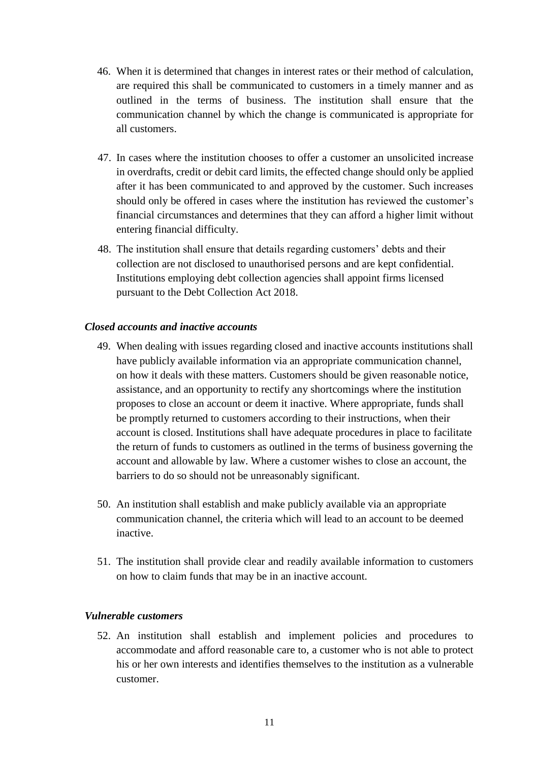46. When it is determined that changes in interest rates or their method of calculation, are required this shall be communicated to customers in a timely manner and as outlined in the terms of business. The institution shall ensure that the communication channel by which the change is communicated is appropriate for all customers.

47. In cases where the institution chooses to offer a customer an unsolicited increase in overdrafts, credit or debit card limits, the effected change should only be applied after it has been communicated to and approved by the customer. Such increases should only be offered in cases where the institution has reviewed the customer's financial circumstances and determines that they can afford a higher limit without entering financial difficulty.

48. The institution shall ensure that details regarding customers' debts and their collection are not disclosed to unauthorised persons and are kept confidential. Institutions employing debt collection agencies shall appoint firms licensed pursuant to the Debt Collection Act 2018.

### *Closed accounts and inactive accounts*

49. When dealing with issues regarding closed and inactive accounts institutions shall have publicly available information via an appropriate communication channel, on how it deals with these matters. Customers should be given reasonable notice, assistance, and an opportunity to rectify any shortcomings where the institution proposes to close an account or deem it inactive. Where appropriate, funds shall be promptly returned to customers according to their instructions, when their account is closed. Institutions shall have adequate procedures in place to facilitate the return of funds to customers as outlined in the terms of business governing the account and allowable by law. Where a customer wishes to close an account, the barriers to do so should not be unreasonably significant.

50. An institution shall establish and make publicly available via an appropriate communication channel, the criteria which will lead to an account to be deemed inactive.

51. The institution shall provide clear and readily available information to customers on how to claim funds that may be in an inactive account.

### *Vulnerable customers*

52. An institution shall establish and implement policies and procedures to accommodate and afford reasonable care to, a customer who is not able to protect his or her own interests and identifies themselves to the institution as a vulnerable customer.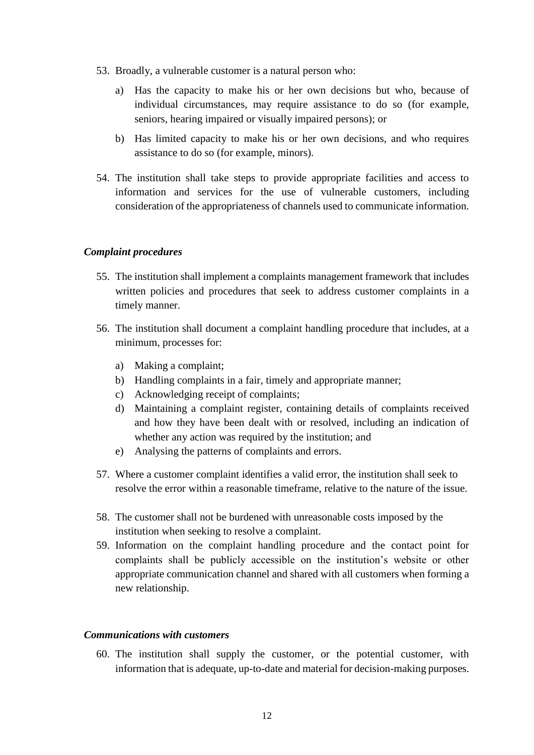53. Broadly, a vulnerable customer is a natural person who:

    a) Has the capacity to make his or her own decisions but who, because of individual circumstances, may require assistance to do so (for example, seniors, hearing impaired or visually impaired persons); or

    b) Has limited capacity to make his or her own decisions, and who requires assistance to do so (for example, minors).

54. The institution shall take steps to provide appropriate facilities and access to information and services for the use of vulnerable customers, including consideration of the appropriateness of channels used to communicate information.

### *Complaint procedures*

55. The institution shall implement a complaints management framework that includes written policies and procedures that seek to address customer complaints in a timely manner.

56. The institution shall document a complaint handling procedure that includes, at a minimum, processes for:

    a) Making a complaint;
    b) Handling complaints in a fair, timely and appropriate manner;
    c) Acknowledging receipt of complaints;
    d) Maintaining a complaint register, containing details of complaints received and how they have been dealt with or resolved, including an indication of whether any action was required by the institution; and
    e) Analysing the patterns of complaints and errors.

57. Where a customer complaint identifies a valid error, the institution shall seek to resolve the error within a reasonable timeframe, relative to the nature of the issue.

58. The customer shall not be burdened with unreasonable costs imposed by the institution when seeking to resolve a complaint.

59. Information on the complaint handling procedure and the contact point for complaints shall be publicly accessible on the institution's website or other appropriate communication channel and shared with all customers when forming a new relationship.

### *Communications with customers*

60. The institution shall supply the customer, or the potential customer, with information that is adequate, up-to-date and material for decision-making purposes.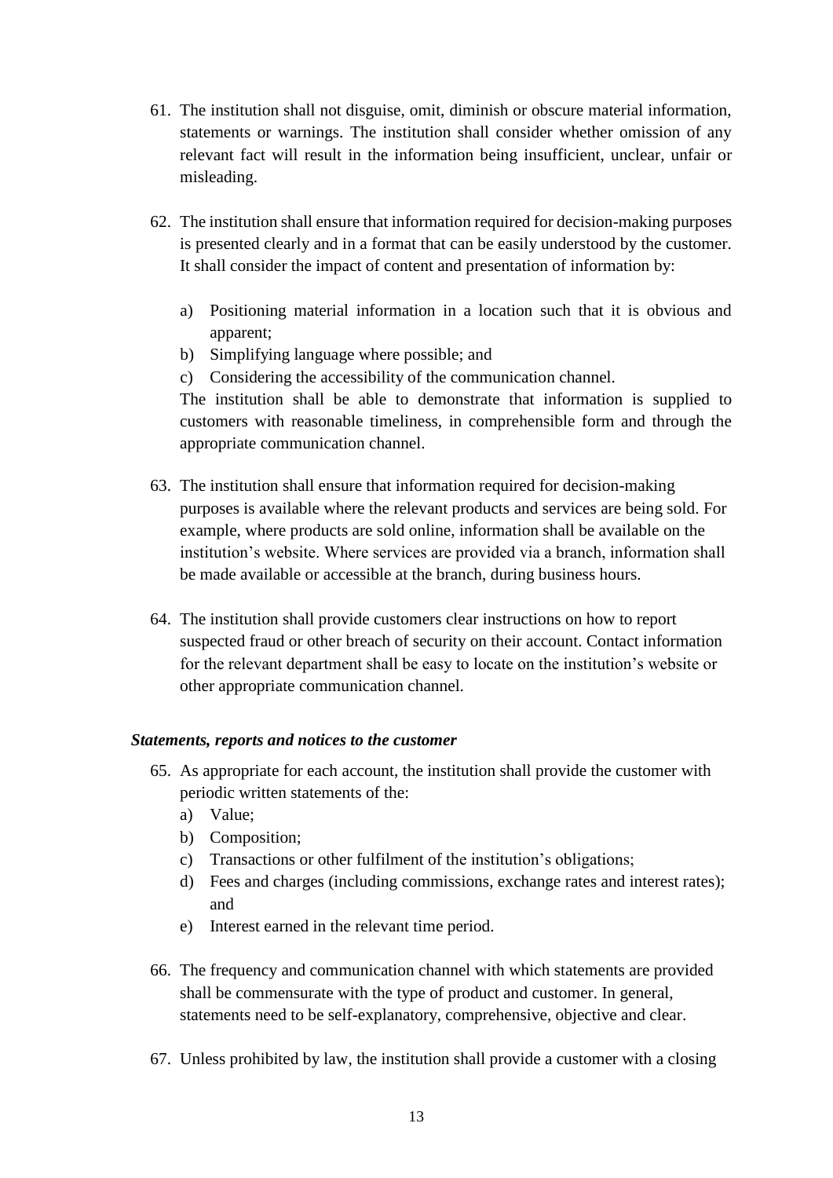61. The institution shall not disguise, omit, diminish or obscure material information, statements or warnings. The institution shall consider whether omission of any relevant fact will result in the information being insufficient, unclear, unfair or misleading.

62. The institution shall ensure that information required for decision-making purposes is presented clearly and in a format that can be easily understood by the customer. It shall consider the impact of content and presentation of information by:

    a) Positioning material information in a location such that it is obvious and apparent;
    b) Simplifying language where possible; and
    c) Considering the accessibility of the communication channel.

    The institution shall be able to demonstrate that information is supplied to customers with reasonable timeliness, in comprehensible form and through the appropriate communication channel.

63. The institution shall ensure that information required for decision-making purposes is available where the relevant products and services are being sold. For example, where products are sold online, information shall be available on the institution's website. Where services are provided via a branch, information shall be made available or accessible at the branch, during business hours.

64. The institution shall provide customers clear instructions on how to report suspected fraud or other breach of security on their account. Contact information for the relevant department shall be easy to locate on the institution's website or other appropriate communication channel.

***Statements, reports and notices to the customer***

65. As appropriate for each account, the institution shall provide the customer with periodic written statements of the:
    a) Value;
    b) Composition;
    c) Transactions or other fulfilment of the institution's obligations;
    d) Fees and charges (including commissions, exchange rates and interest rates); and
    e) Interest earned in the relevant time period.

66. The frequency and communication channel with which statements are provided shall be commensurate with the type of product and customer. In general, statements need to be self-explanatory, comprehensive, objective and clear.

67. Unless prohibited by law, the institution shall provide a customer with a closing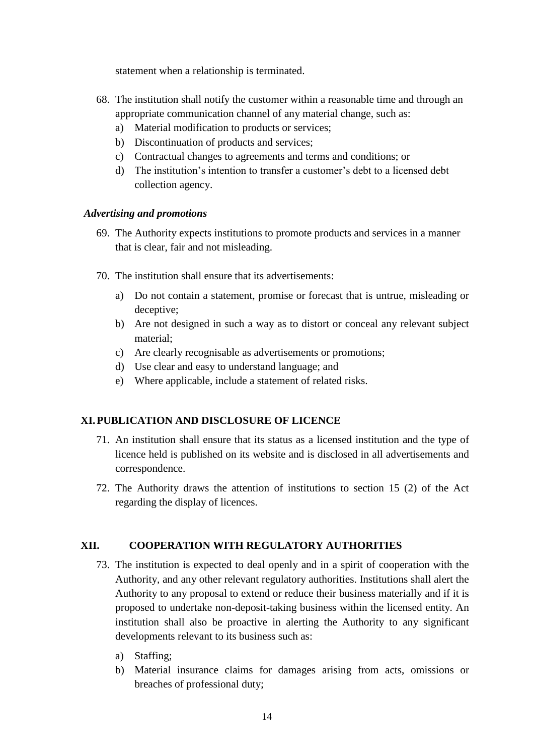statement when a relationship is terminated.

68. The institution shall notify the customer within a reasonable time and through an appropriate communication channel of any material change, such as:
    a) Material modification to products or services;
    b) Discontinuation of products and services;
    c) Contractual changes to agreements and terms and conditions; or
    d) The institution's intention to transfer a customer's debt to a licensed debt collection agency.

***Advertising and promotions***

69. The Authority expects institutions to promote products and services in a manner that is clear, fair and not misleading.

70. The institution shall ensure that its advertisements:
    a) Do not contain a statement, promise or forecast that is untrue, misleading or deceptive;
    b) Are not designed in such a way as to distort or conceal any relevant subject material;
    c) Are clearly recognisable as advertisements or promotions;
    d) Use clear and easy to understand language; and
    e) Where applicable, include a statement of related risks.

## XI. PUBLICATION AND DISCLOSURE OF LICENCE

71. An institution shall ensure that its status as a licensed institution and the type of licence held is published on its website and is disclosed in all advertisements and correspondence.

72. The Authority draws the attention of institutions to section 15 (2) of the Act regarding the display of licences.

## XII. COOPERATION WITH REGULATORY AUTHORITIES

73. The institution is expected to deal openly and in a spirit of cooperation with the Authority, and any other relevant regulatory authorities. Institutions shall alert the Authority to any proposal to extend or reduce their business materially and if it is proposed to undertake non-deposit-taking business within the licensed entity. An institution shall also be proactive in alerting the Authority to any significant developments relevant to its business such as:
    a) Staffing;
    b) Material insurance claims for damages arising from acts, omissions or breaches of professional duty;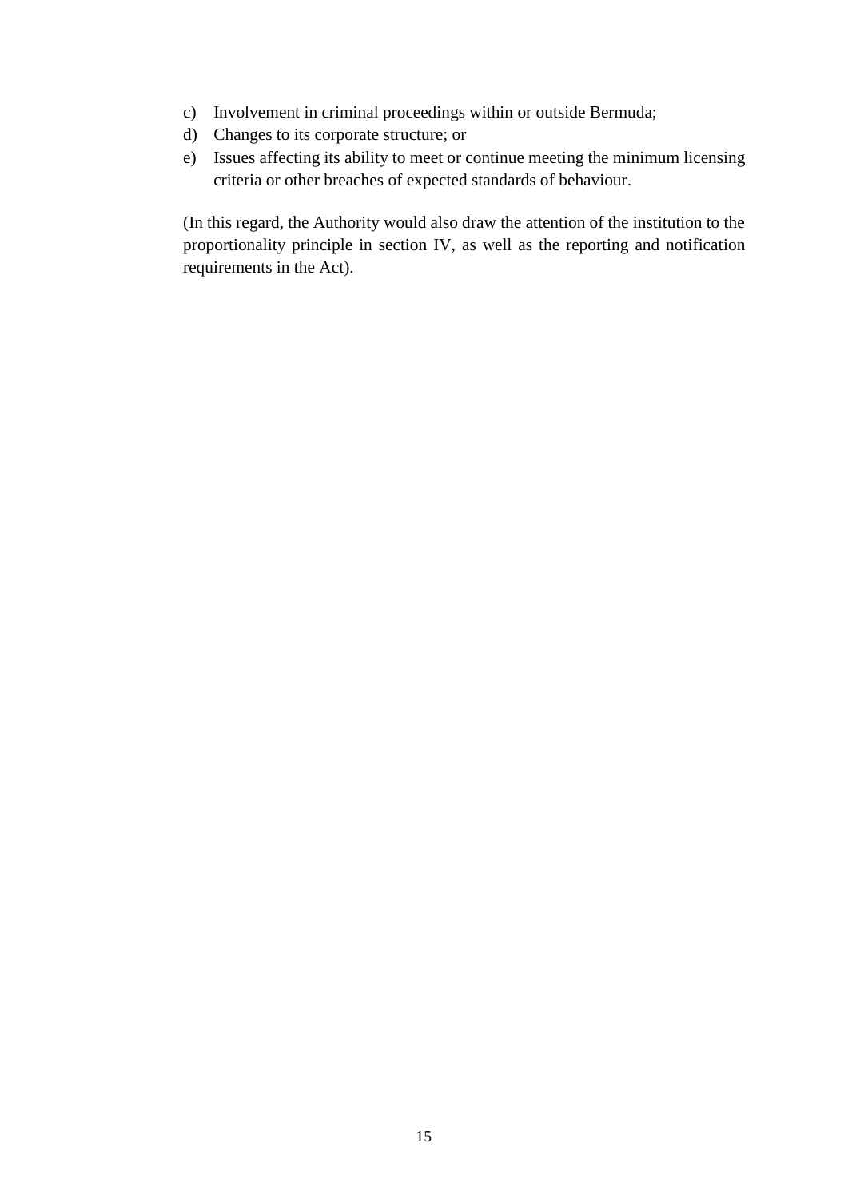c) Involvement in criminal proceedings within or outside Bermuda;
d) Changes to its corporate structure; or
e) Issues affecting its ability to meet or continue meeting the minimum licensing criteria or other breaches of expected standards of behaviour.

(In this regard, the Authority would also draw the attention of the institution to the proportionality principle in section IV, as well as the reporting and notification requirements in the Act).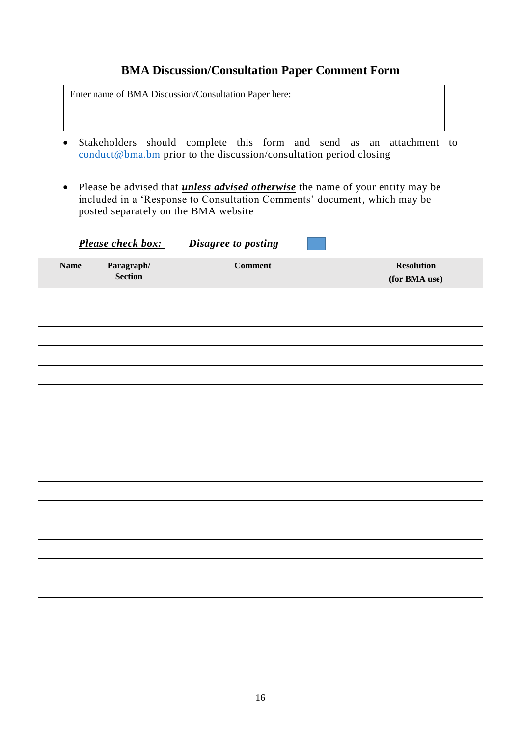# BMA Discussion/Consultation Paper Comment Form

| Enter name of BMA Discussion/Consultation Paper here: |
|---|
| |

- Stakeholders should complete this form and send as an attachment to conduct@bma.bm prior to the discussion/consultation period closing

- Please be advised that ***unless advised otherwise*** the name of your entity may be included in a 'Response to Consultation Comments' document, which may be posted separately on the BMA website

***Please check box:*** ***Disagree to posting*** ☐

| Name | Paragraph/ Section | Comment | Resolution (for BMA use) |
|---|---|---|---|
| | | | |
| | | | |
| | | | |
| | | | |
| | | | |
| | | | |
| | | | |
| | | | |
| | | | |
| | | | |
| | | | |
| | | | |
| | | | |
| | | | |
| | | | |
| | | | |
| | | | |
| | | | |
| | | | |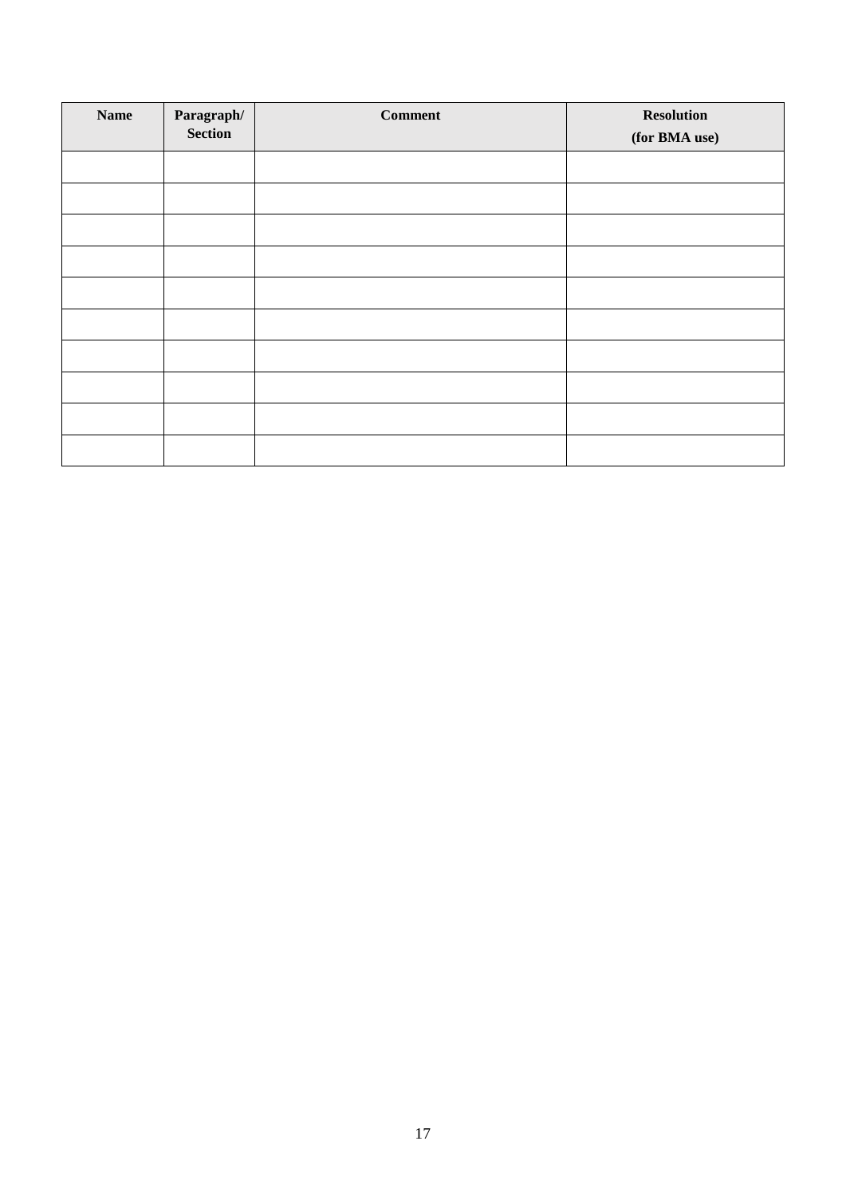| Name | Paragraph/ Section | Comment | Resolution (for BMA use) |
|---|---|---|---|
| | | | |
| | | | |
| | | | |
| | | | |
| | | | |
| | | | |
| | | | |
| | | | |
| | | | |
| | | | |